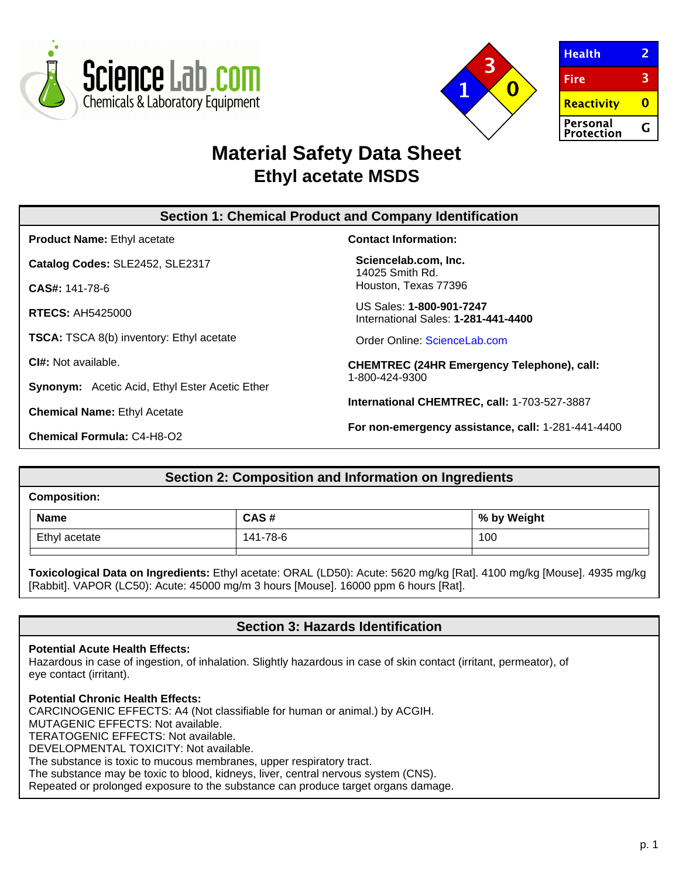# Material Safety Data Sheet
## Ethyl acetate MSDS

| Health | 2 |
|---|---|
| Fire | 3 |
| Reactivity | 0 |
| Personal Protection | G |

## Section 1: Chemical Product and Company Identification

**Product Name:** Ethyl acetate

**Catalog Codes:** SLE2452, SLE2317

**CAS#:** 141-78-6

**RTECS:** AH5425000

**TSCA:** TSCA 8(b) inventory: Ethyl acetate

**CI#:** Not available.

**Synonym:** Acetic Acid, Ethyl Ester Acetic Ether

**Chemical Name:** Ethyl Acetate

**Chemical Formula:** C4-H8-O2

**Contact Information:**

**Sciencelab.com, Inc.**
14025 Smith Rd.
Houston, Texas 77396

US Sales: **1-800-901-7247**
International Sales: **1-281-441-4400**

Order Online: ScienceLab.com

**CHEMTREC (24HR Emergency Telephone), call:**
1-800-424-9300

**International CHEMTREC, call:** 1-703-527-3887

**For non-emergency assistance, call:** 1-281-441-4400

## Section 2: Composition and Information on Ingredients

**Composition:**

| Name | CAS # | % by Weight |
|---|---|---|
| Ethyl acetate | 141-78-6 | 100 |

**Toxicological Data on Ingredients:** Ethyl acetate: ORAL (LD50): Acute: 5620 mg/kg [Rat]. 4100 mg/kg [Mouse]. 4935 mg/kg [Rabbit]. VAPOR (LC50): Acute: 45000 mg/m 3 hours [Mouse]. 16000 ppm 6 hours [Rat].

## Section 3: Hazards Identification

**Potential Acute Health Effects:**
Hazardous in case of ingestion, of inhalation. Slightly hazardous in case of skin contact (irritant, permeator), of eye contact (irritant).

**Potential Chronic Health Effects:**
CARCINOGENIC EFFECTS: A4 (Not classifiable for human or animal.) by ACGIH.
MUTAGENIC EFFECTS: Not available.
TERATOGENIC EFFECTS: Not available.
DEVELOPMENTAL TOXICITY: Not available.
The substance is toxic to mucous membranes, upper respiratory tract.
The substance may be toxic to blood, kidneys, liver, central nervous system (CNS).
Repeated or prolonged exposure to the substance can produce target organs damage.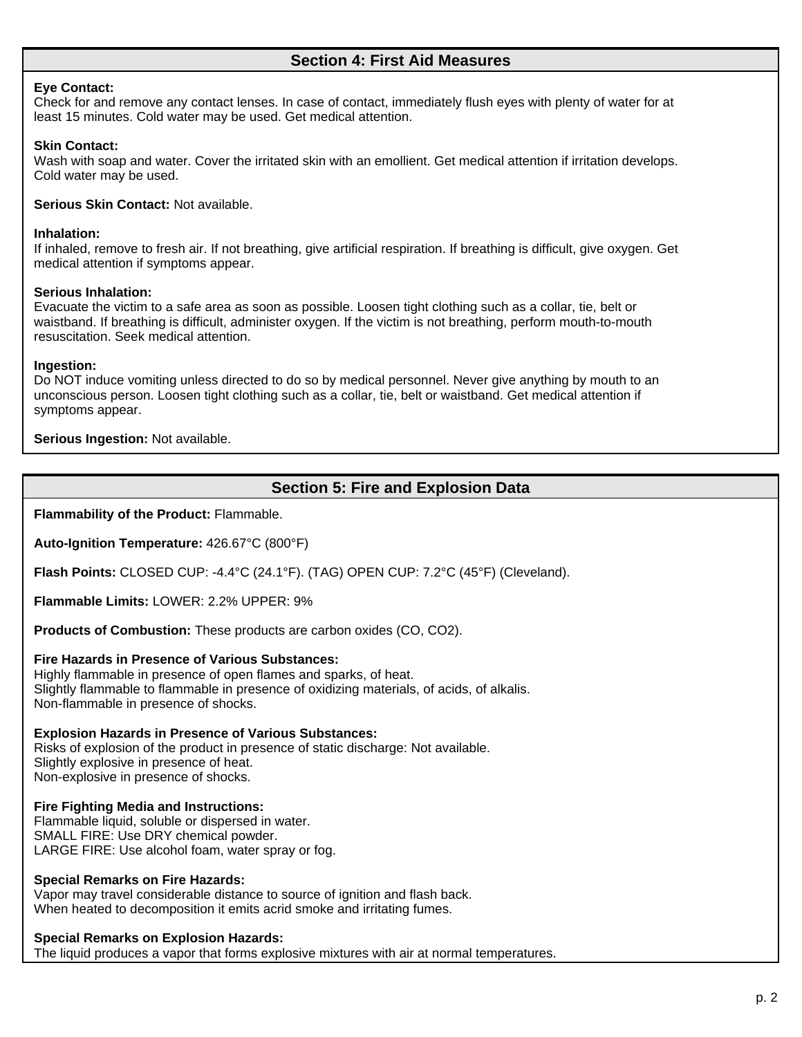## Section 4: First Aid Measures

**Eye Contact:**
Check for and remove any contact lenses. In case of contact, immediately flush eyes with plenty of water for at least 15 minutes. Cold water may be used. Get medical attention.

**Skin Contact:**
Wash with soap and water. Cover the irritated skin with an emollient. Get medical attention if irritation develops. Cold water may be used.

**Serious Skin Contact:** Not available.

**Inhalation:**
If inhaled, remove to fresh air. If not breathing, give artificial respiration. If breathing is difficult, give oxygen. Get medical attention if symptoms appear.

**Serious Inhalation:**
Evacuate the victim to a safe area as soon as possible. Loosen tight clothing such as a collar, tie, belt or waistband. If breathing is difficult, administer oxygen. If the victim is not breathing, perform mouth-to-mouth resuscitation. Seek medical attention.

**Ingestion:**
Do NOT induce vomiting unless directed to do so by medical personnel. Never give anything by mouth to an unconscious person. Loosen tight clothing such as a collar, tie, belt or waistband. Get medical attention if symptoms appear.

**Serious Ingestion:** Not available.

## Section 5: Fire and Explosion Data

**Flammability of the Product:** Flammable.

**Auto-Ignition Temperature:** 426.67°C (800°F)

**Flash Points:** CLOSED CUP: -4.4°C (24.1°F). (TAG) OPEN CUP: 7.2°C (45°F) (Cleveland).

**Flammable Limits:** LOWER: 2.2% UPPER: 9%

**Products of Combustion:** These products are carbon oxides (CO, $CO_2$).

**Fire Hazards in Presence of Various Substances:**
Highly flammable in presence of open flames and sparks, of heat.
Slightly flammable to flammable in presence of oxidizing materials, of acids, of alkalis.
Non-flammable in presence of shocks.

**Explosion Hazards in Presence of Various Substances:**
Risks of explosion of the product in presence of static discharge: Not available.
Slightly explosive in presence of heat.
Non-explosive in presence of shocks.

**Fire Fighting Media and Instructions:**
Flammable liquid, soluble or dispersed in water.
SMALL FIRE: Use DRY chemical powder.
LARGE FIRE: Use alcohol foam, water spray or fog.

**Special Remarks on Fire Hazards:**
Vapor may travel considerable distance to source of ignition and flash back.
When heated to decomposition it emits acrid smoke and irritating fumes.

**Special Remarks on Explosion Hazards:**
The liquid produces a vapor that forms explosive mixtures with air at normal temperatures.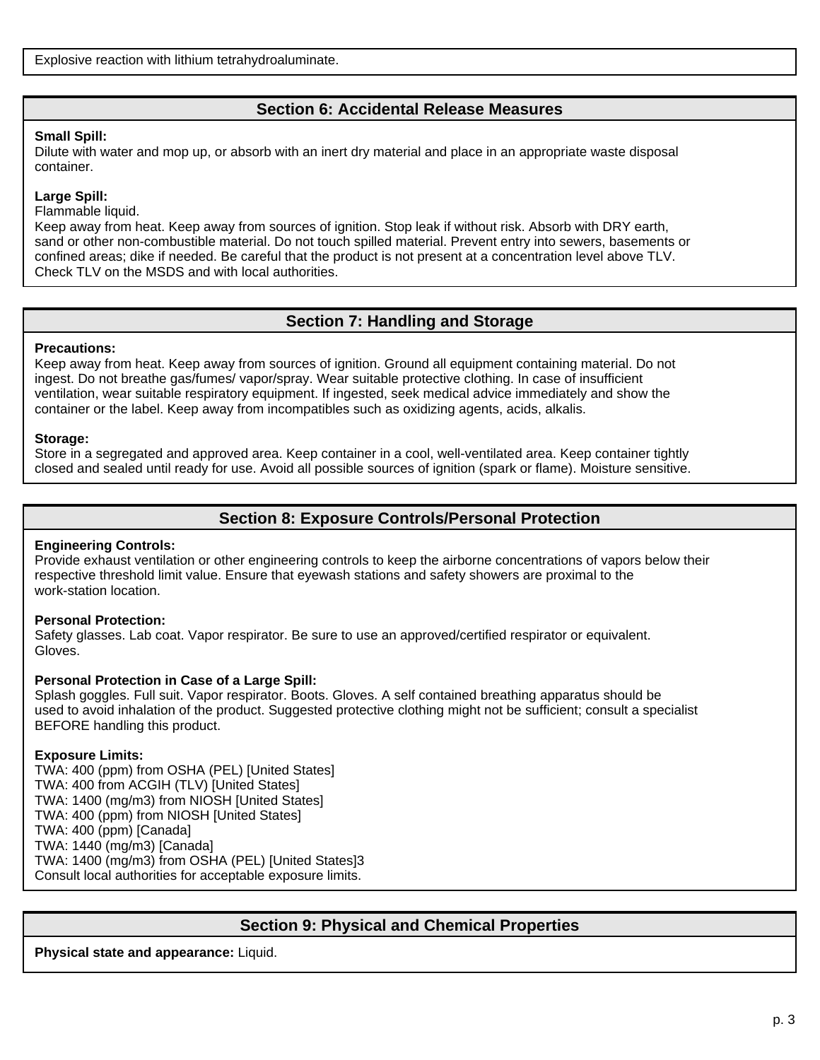Explosive reaction with lithium tetrahydroaluminate.

## Section 6: Accidental Release Measures

**Small Spill:**
Dilute with water and mop up, or absorb with an inert dry material and place in an appropriate waste disposal container.

**Large Spill:**
Flammable liquid.
Keep away from heat. Keep away from sources of ignition. Stop leak if without risk. Absorb with DRY earth, sand or other non-combustible material. Do not touch spilled material. Prevent entry into sewers, basements or confined areas; dike if needed. Be careful that the product is not present at a concentration level above TLV. Check TLV on the MSDS and with local authorities.

## Section 7: Handling and Storage

**Precautions:**
Keep away from heat. Keep away from sources of ignition. Ground all equipment containing material. Do not ingest. Do not breathe gas/fumes/ vapor/spray. Wear suitable protective clothing. In case of insufficient ventilation, wear suitable respiratory equipment. If ingested, seek medical advice immediately and show the container or the label. Keep away from incompatibles such as oxidizing agents, acids, alkalis.

**Storage:**
Store in a segregated and approved area. Keep container in a cool, well-ventilated area. Keep container tightly closed and sealed until ready for use. Avoid all possible sources of ignition (spark or flame). Moisture sensitive.

## Section 8: Exposure Controls/Personal Protection

**Engineering Controls:**
Provide exhaust ventilation or other engineering controls to keep the airborne concentrations of vapors below their respective threshold limit value. Ensure that eyewash stations and safety showers are proximal to the work-station location.

**Personal Protection:**
Safety glasses. Lab coat. Vapor respirator. Be sure to use an approved/certified respirator or equivalent. Gloves.

**Personal Protection in Case of a Large Spill:**
Splash goggles. Full suit. Vapor respirator. Boots. Gloves. A self contained breathing apparatus should be used to avoid inhalation of the product. Suggested protective clothing might not be sufficient; consult a specialist BEFORE handling this product.

**Exposure Limits:**
TWA: 400 (ppm) from OSHA (PEL) [United States]
TWA: 400 from ACGIH (TLV) [United States]
TWA: 1400 (mg/m3) from NIOSH [United States]
TWA: 400 (ppm) from NIOSH [United States]
TWA: 400 (ppm) [Canada]
TWA: 1440 (mg/m3) [Canada]
TWA: 1400 (mg/m3) from OSHA (PEL) [United States]3
Consult local authorities for acceptable exposure limits.

## Section 9: Physical and Chemical Properties

**Physical state and appearance:** Liquid.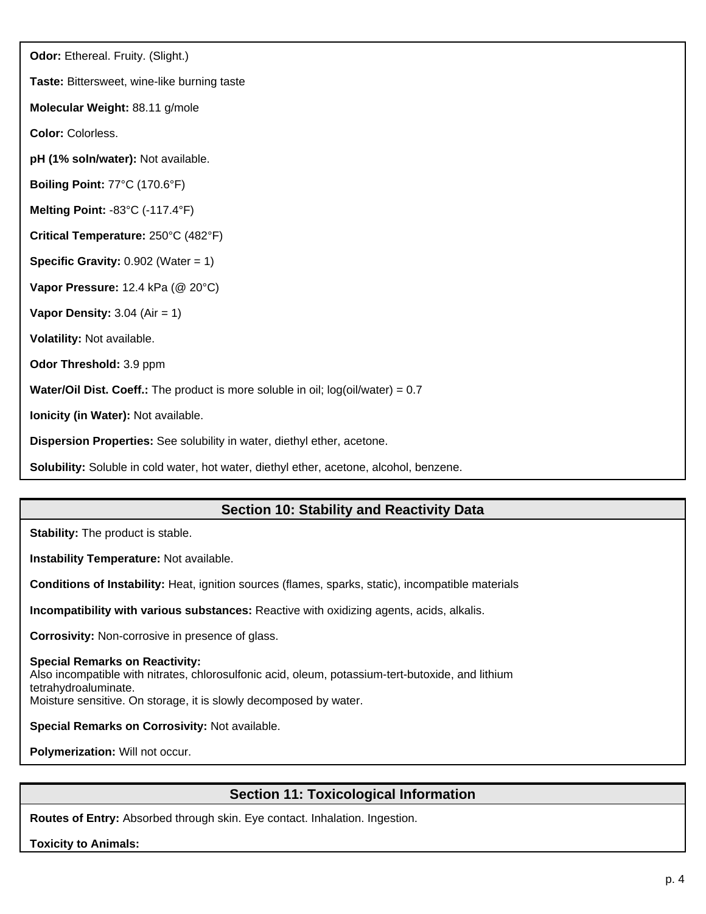**Odor:** Ethereal. Fruity. (Slight.)

**Taste:** Bittersweet, wine-like burning taste

**Molecular Weight:** 88.11 g/mole

**Color:** Colorless.

**pH (1% soln/water):** Not available.

**Boiling Point:** 77°C (170.6°F)

**Melting Point:** -83°C (-117.4°F)

**Critical Temperature:** 250°C (482°F)

**Specific Gravity:** 0.902 (Water = 1)

**Vapor Pressure:** 12.4 kPa (@ 20°C)

**Vapor Density:** 3.04 (Air = 1)

**Volatility:** Not available.

**Odor Threshold:** 3.9 ppm

**Water/Oil Dist. Coeff.:** The product is more soluble in oil; log(oil/water) = 0.7

**Ionicity (in Water):** Not available.

**Dispersion Properties:** See solubility in water, diethyl ether, acetone.

**Solubility:** Soluble in cold water, hot water, diethyl ether, acetone, alcohol, benzene.

## Section 10: Stability and Reactivity Data

**Stability:** The product is stable.

**Instability Temperature:** Not available.

**Conditions of Instability:** Heat, ignition sources (flames, sparks, static), incompatible materials

**Incompatibility with various substances:** Reactive with oxidizing agents, acids, alkalis.

**Corrosivity:** Non-corrosive in presence of glass.

**Special Remarks on Reactivity:**
Also incompatible with nitrates, chlorosulfonic acid, oleum, potassium-tert-butoxide, and lithium tetrahydroaluminate.
Moisture sensitive. On storage, it is slowly decomposed by water.

**Special Remarks on Corrosivity:** Not available.

**Polymerization:** Will not occur.

## Section 11: Toxicological Information

**Routes of Entry:** Absorbed through skin. Eye contact. Inhalation. Ingestion.

**Toxicity to Animals:**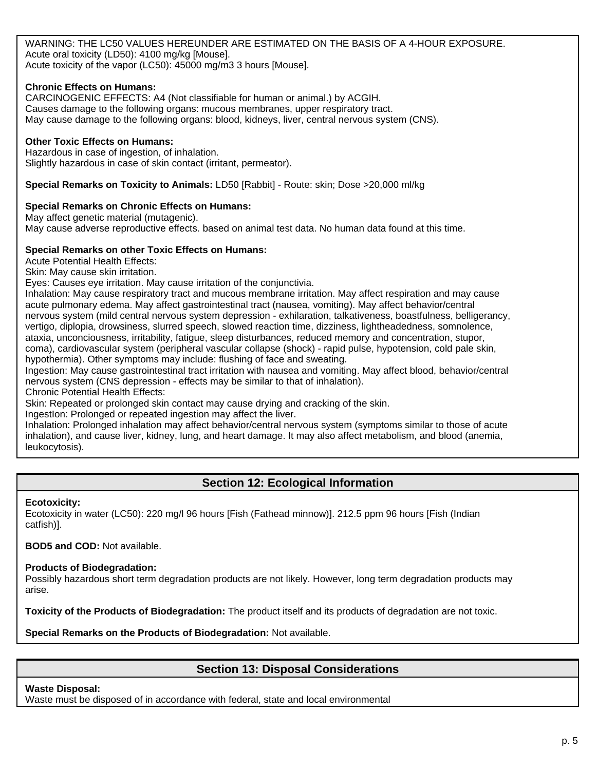WARNING: THE LC50 VALUES HEREUNDER ARE ESTIMATED ON THE BASIS OF A 4-HOUR EXPOSURE.
Acute oral toxicity (LD50): 4100 mg/kg [Mouse].
Acute toxicity of the vapor (LC50): 45000 mg/m3 3 hours [Mouse].

**Chronic Effects on Humans:**
CARCINOGENIC EFFECTS: A4 (Not classifiable for human or animal.) by ACGIH.
Causes damage to the following organs: mucous membranes, upper respiratory tract.
May cause damage to the following organs: blood, kidneys, liver, central nervous system (CNS).

**Other Toxic Effects on Humans:**
Hazardous in case of ingestion, of inhalation.
Slightly hazardous in case of skin contact (irritant, permeator).

**Special Remarks on Toxicity to Animals:** LD50 [Rabbit] - Route: skin; Dose >20,000 ml/kg

**Special Remarks on Chronic Effects on Humans:**
May affect genetic material (mutagenic).
May cause adverse reproductive effects. based on animal test data. No human data found at this time.

**Special Remarks on other Toxic Effects on Humans:**
Acute Potential Health Effects:
Skin: May cause skin irritation.
Eyes: Causes eye irritation. May cause irritation of the conjunctivia.
Inhalation: May cause respiratory tract and mucous membrane irritation. May affect respiration and may cause acute pulmonary edema. May affect gastrointestinal tract (nausea, vomiting). May affect behavior/central nervous system (mild central nervous system depression - exhilaration, talkativeness, boastfulness, belligerancy, vertigo, diplopia, drowsiness, slurred speech, slowed reaction time, dizziness, lightheadedness, somnolence, ataxia, unconciousness, irritability, fatigue, sleep disturbances, reduced memory and concentration, stupor, coma), cardiovascular system (peripheral vascular collapse (shock) - rapid pulse, hypotension, cold pale skin, hypothermia). Other symptoms may include: flushing of face and sweating.
Ingestion: May cause gastrointestinal tract irritation with nausea and vomiting. May affect blood, behavior/central nervous system (CNS depression - effects may be similar to that of inhalation).
Chronic Potential Health Effects:
Skin: Repeated or prolonged skin contact may cause drying and cracking of the skin.
IngestIon: Prolonged or repeated ingestion may affect the liver.
Inhalation: Prolonged inhalation may affect behavior/central nervous system (symptoms similar to those of acute inhalation), and cause liver, kidney, lung, and heart damage. It may also affect metabolism, and blood (anemia, leukocytosis).

## Section 12: Ecological Information

**Ecotoxicity:**
Ecotoxicity in water (LC50): 220 mg/l 96 hours [Fish (Fathead minnow)]. 212.5 ppm 96 hours [Fish (Indian catfish)].

**BOD5 and COD:** Not available.

**Products of Biodegradation:**
Possibly hazardous short term degradation products are not likely. However, long term degradation products may arise.

**Toxicity of the Products of Biodegradation:** The product itself and its products of degradation are not toxic.

**Special Remarks on the Products of Biodegradation:** Not available.

## Section 13: Disposal Considerations

**Waste Disposal:**
Waste must be disposed of in accordance with federal, state and local environmental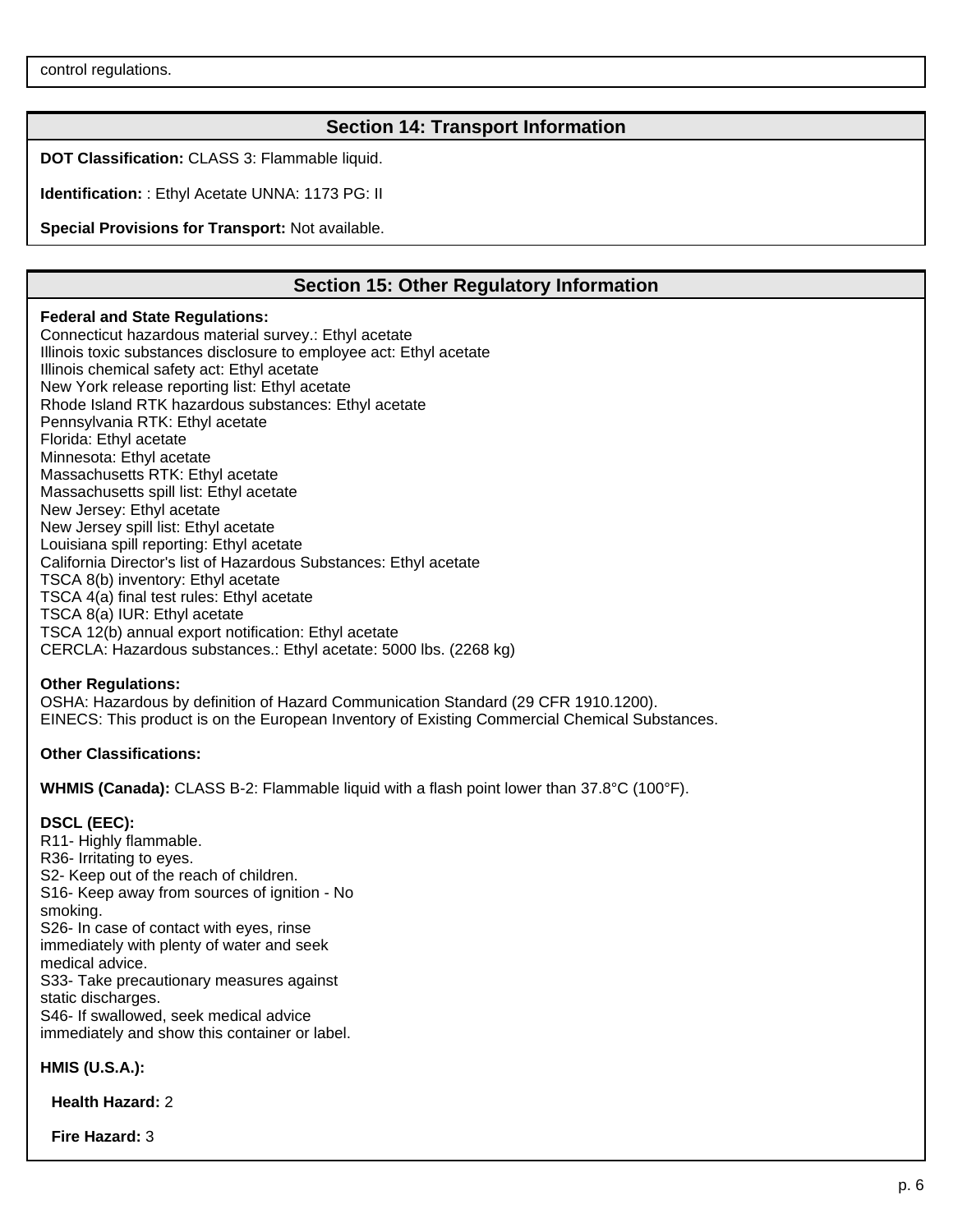control regulations.

## Section 14: Transport Information

**DOT Classification:** CLASS 3: Flammable liquid.

**Identification:** : Ethyl Acetate UNNA: 1173 PG: II

**Special Provisions for Transport:** Not available.

## Section 15: Other Regulatory Information

**Federal and State Regulations:**
Connecticut hazardous material survey.: Ethyl acetate
Illinois toxic substances disclosure to employee act: Ethyl acetate
Illinois chemical safety act: Ethyl acetate
New York release reporting list: Ethyl acetate
Rhode Island RTK hazardous substances: Ethyl acetate
Pennsylvania RTK: Ethyl acetate
Florida: Ethyl acetate
Minnesota: Ethyl acetate
Massachusetts RTK: Ethyl acetate
Massachusetts spill list: Ethyl acetate
New Jersey: Ethyl acetate
New Jersey spill list: Ethyl acetate
Louisiana spill reporting: Ethyl acetate
California Director's list of Hazardous Substances: Ethyl acetate
TSCA 8(b) inventory: Ethyl acetate
TSCA 4(a) final test rules: Ethyl acetate
TSCA 8(a) IUR: Ethyl acetate
TSCA 12(b) annual export notification: Ethyl acetate
CERCLA: Hazardous substances.: Ethyl acetate: 5000 lbs. (2268 kg)

**Other Regulations:**
OSHA: Hazardous by definition of Hazard Communication Standard (29 CFR 1910.1200).
EINECS: This product is on the European Inventory of Existing Commercial Chemical Substances.

**Other Classifications:**

**WHMIS (Canada):** CLASS B-2: Flammable liquid with a flash point lower than 37.8°C (100°F).

**DSCL (EEC):**
R11- Highly flammable.
R36- Irritating to eyes.
S2- Keep out of the reach of children.
S16- Keep away from sources of ignition - No smoking.
S26- In case of contact with eyes, rinse immediately with plenty of water and seek medical advice.
S33- Take precautionary measures against static discharges.
S46- If swallowed, seek medical advice immediately and show this container or label.

**HMIS (U.S.A.):**

**Health Hazard:** 2

**Fire Hazard:** 3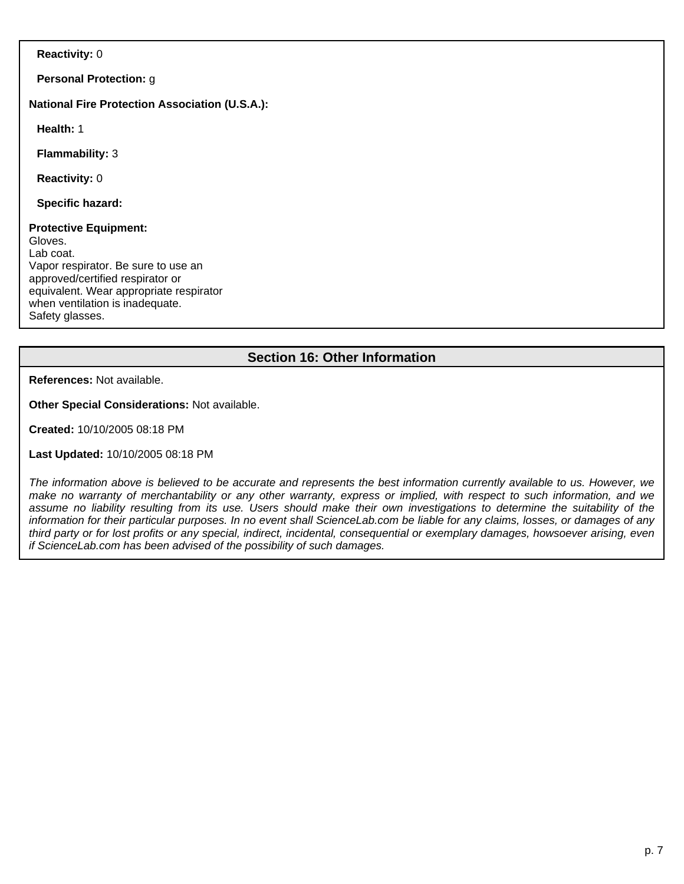**Reactivity:** 0

**Personal Protection:** g

**National Fire Protection Association (U.S.A.):**

**Health:** 1

**Flammability:** 3

**Reactivity:** 0

**Specific hazard:**

**Protective Equipment:**
Gloves.
Lab coat.
Vapor respirator. Be sure to use an approved/certified respirator or equivalent. Wear appropriate respirator when ventilation is inadequate.
Safety glasses.

## Section 16: Other Information

**References:** Not available.

**Other Special Considerations:** Not available.

**Created:** 10/10/2005 08:18 PM

**Last Updated:** 10/10/2005 08:18 PM

*The information above is believed to be accurate and represents the best information currently available to us. However, we make no warranty of merchantability or any other warranty, express or implied, with respect to such information, and we assume no liability resulting from its use. Users should make their own investigations to determine the suitability of the information for their particular purposes. In no event shall ScienceLab.com be liable for any claims, losses, or damages of any third party or for lost profits or any special, indirect, incidental, consequential or exemplary damages, howsoever arising, even if ScienceLab.com has been advised of the possibility of such damages.*